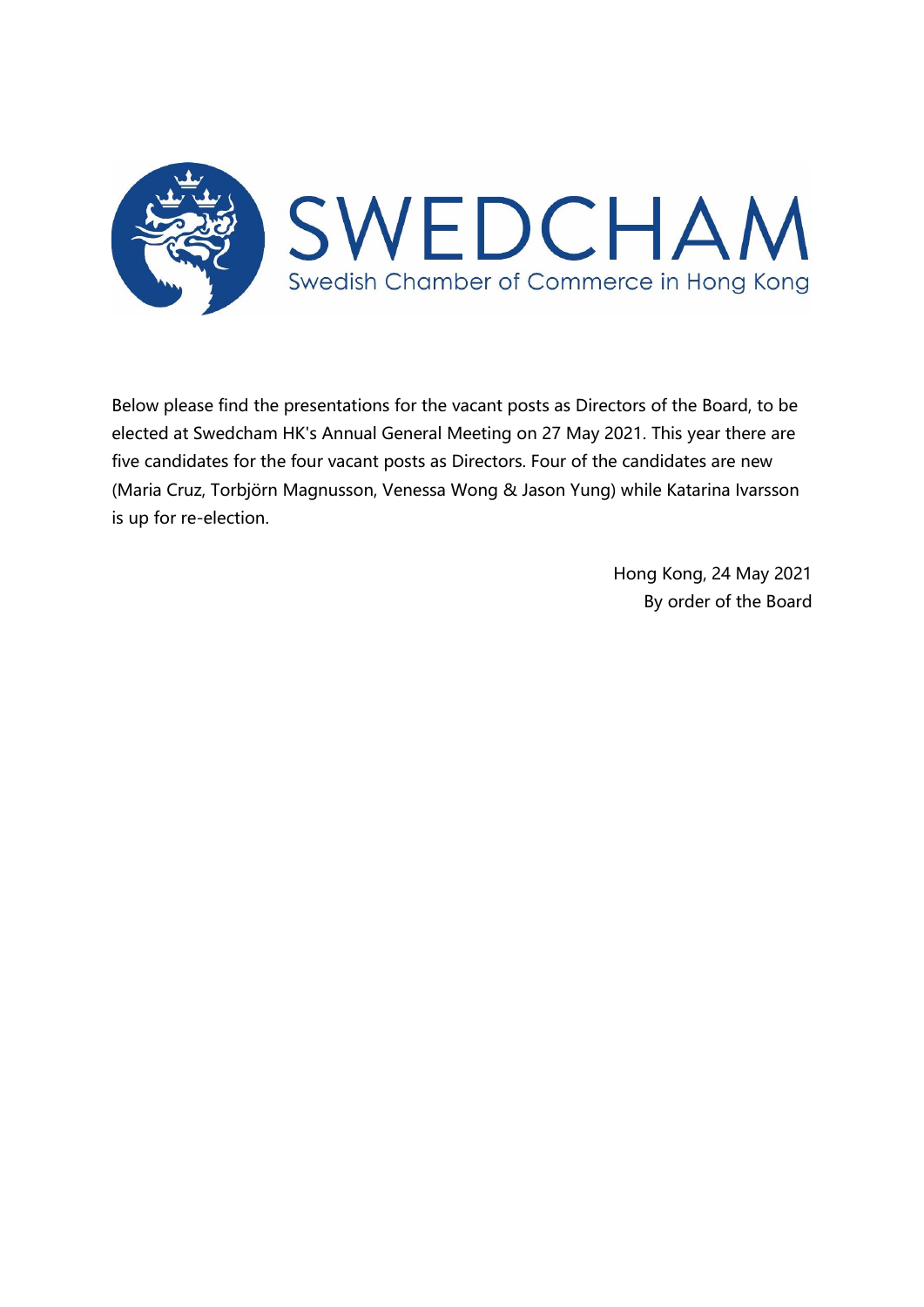# SWEDCHAM

Swedish Chamber of Commerce in Hong Kong

Below please find the presentations for the vacant posts as Directors of the Board, to be elected at Swedcham HK's Annual General Meeting on 27 May 2021. This year there are five candidates for the four vacant posts as Directors. Four of the candidates are new (Maria Cruz, Torbjörn Magnusson, Venessa Wong & Jason Yung) while Katarina Ivarsson is up for re-election.

Hong Kong, 24 May 2021
By order of the Board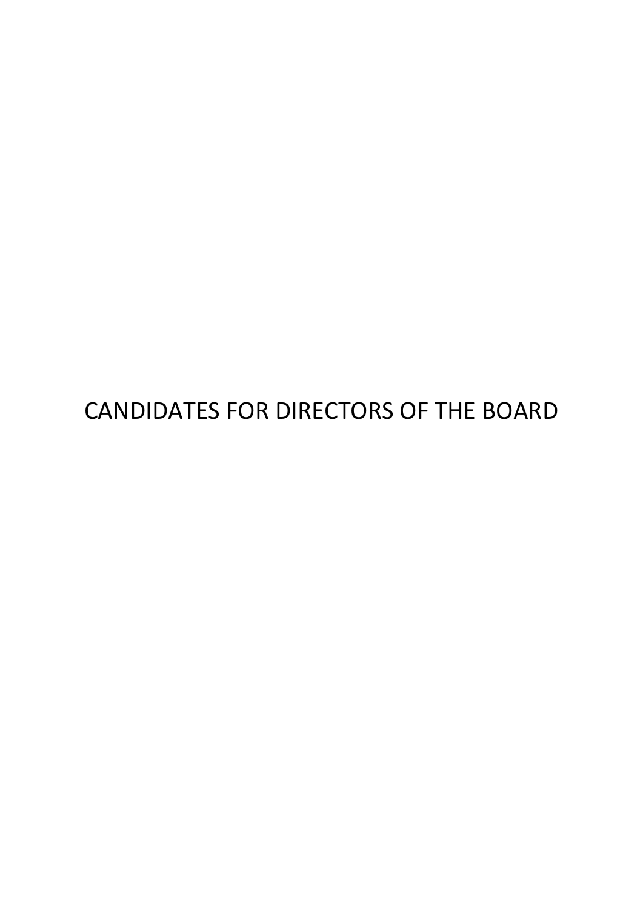# CANDIDATES FOR DIRECTORS OF THE BOARD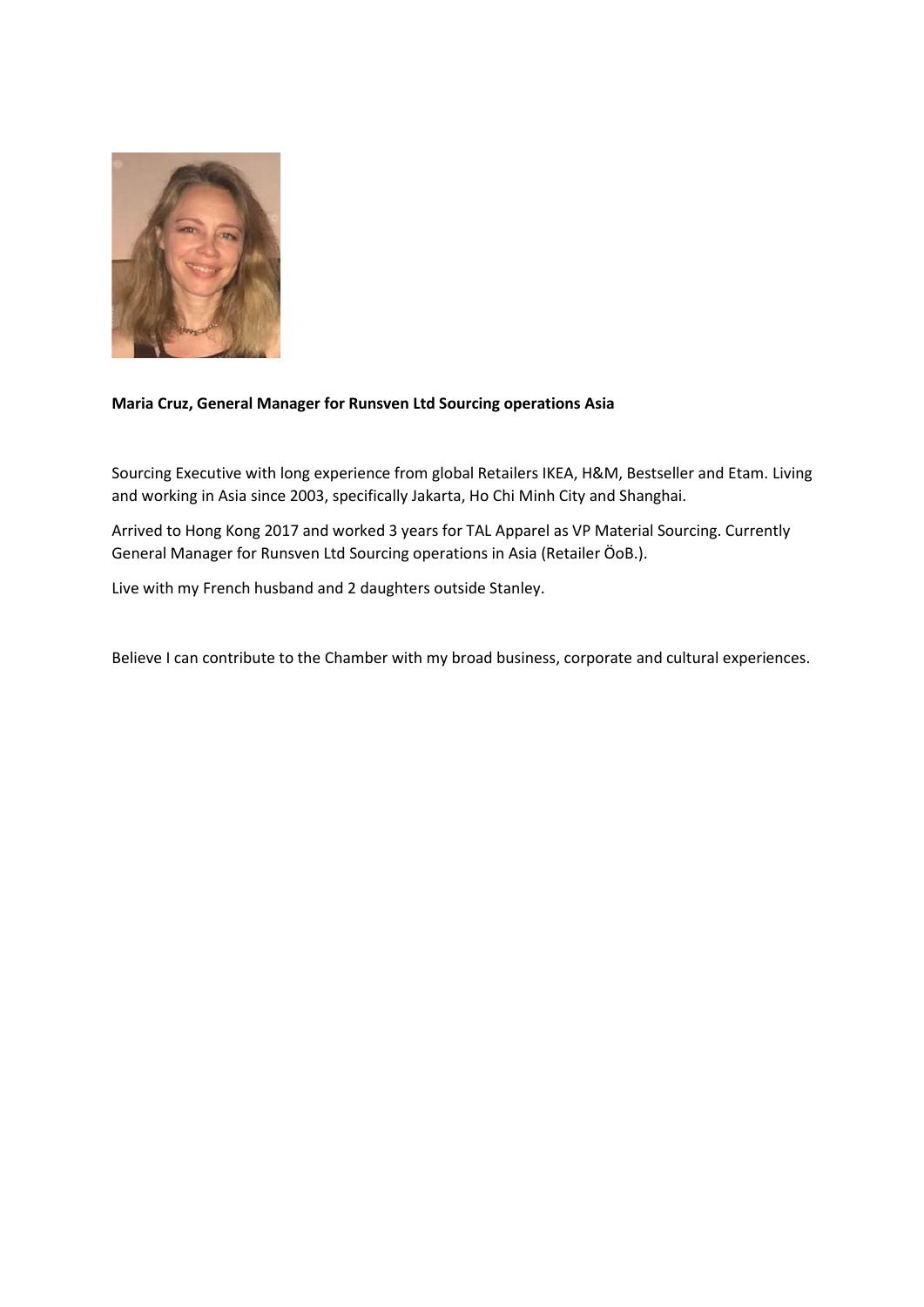**Maria Cruz, General Manager for Runsven Ltd Sourcing operations Asia**

Sourcing Executive with long experience from global Retailers IKEA, H&M, Bestseller and Etam. Living and working in Asia since 2003, specifically Jakarta, Ho Chi Minh City and Shanghai.

Arrived to Hong Kong 2017 and worked 3 years for TAL Apparel as VP Material Sourcing. Currently General Manager for Runsven Ltd Sourcing operations in Asia (Retailer ÖoB.).

Live with my French husband and 2 daughters outside Stanley.

Believe I can contribute to the Chamber with my broad business, corporate and cultural experiences.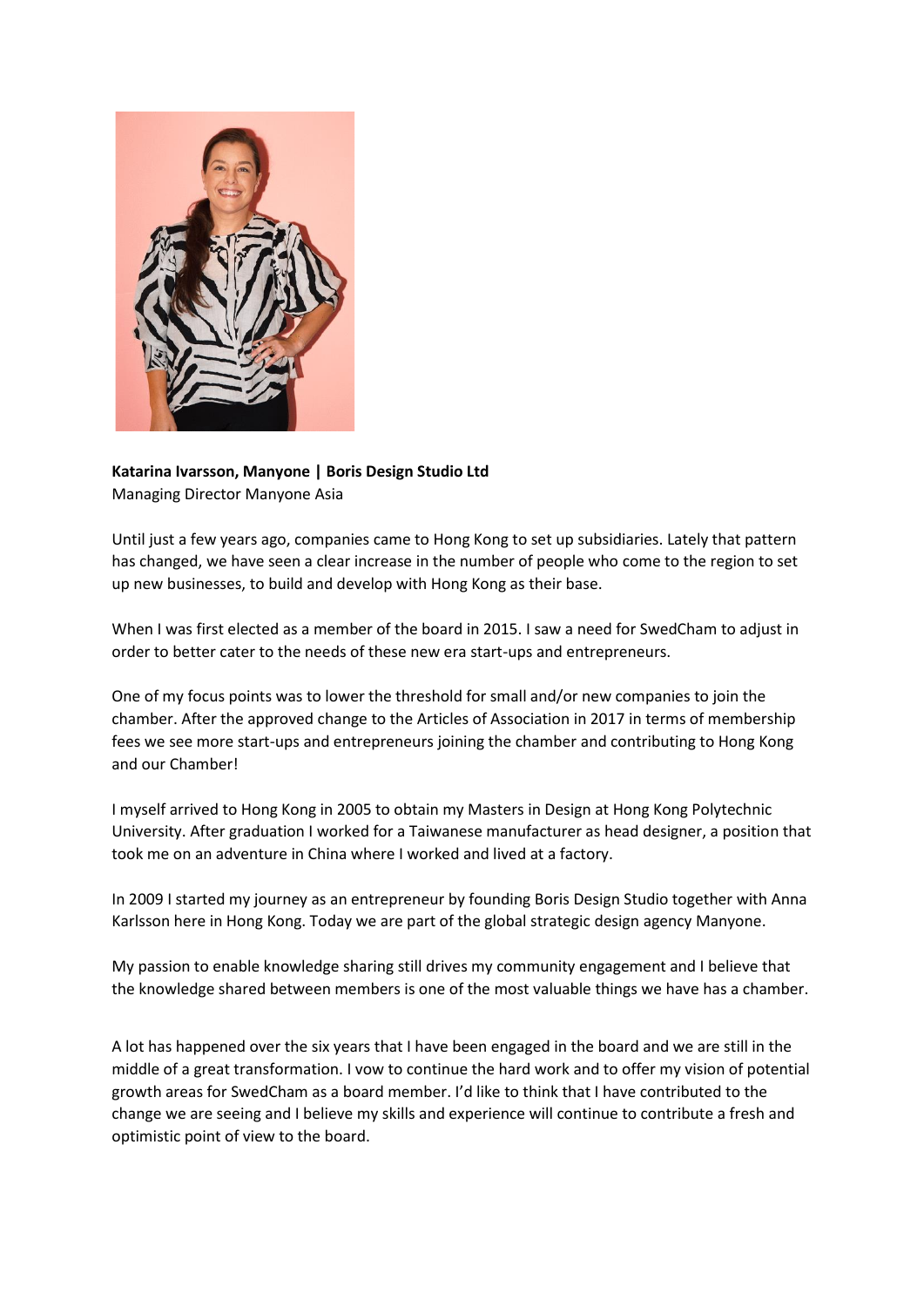**Katarina Ivarsson, Manyone | Boris Design Studio Ltd**
Managing Director Manyone Asia

Until just a few years ago, companies came to Hong Kong to set up subsidiaries. Lately that pattern has changed, we have seen a clear increase in the number of people who come to the region to set up new businesses, to build and develop with Hong Kong as their base.

When I was first elected as a member of the board in 2015. I saw a need for SwedCham to adjust in order to better cater to the needs of these new era start-ups and entrepreneurs.

One of my focus points was to lower the threshold for small and/or new companies to join the chamber. After the approved change to the Articles of Association in 2017 in terms of membership fees we see more start-ups and entrepreneurs joining the chamber and contributing to Hong Kong and our Chamber!

I myself arrived to Hong Kong in 2005 to obtain my Masters in Design at Hong Kong Polytechnic University. After graduation I worked for a Taiwanese manufacturer as head designer, a position that took me on an adventure in China where I worked and lived at a factory.

In 2009 I started my journey as an entrepreneur by founding Boris Design Studio together with Anna Karlsson here in Hong Kong. Today we are part of the global strategic design agency Manyone.

My passion to enable knowledge sharing still drives my community engagement and I believe that the knowledge shared between members is one of the most valuable things we have has a chamber.

A lot has happened over the six years that I have been engaged in the board and we are still in the middle of a great transformation. I vow to continue the hard work and to offer my vision of potential growth areas for SwedCham as a board member. I'd like to think that I have contributed to the change we are seeing and I believe my skills and experience will continue to contribute a fresh and optimistic point of view to the board.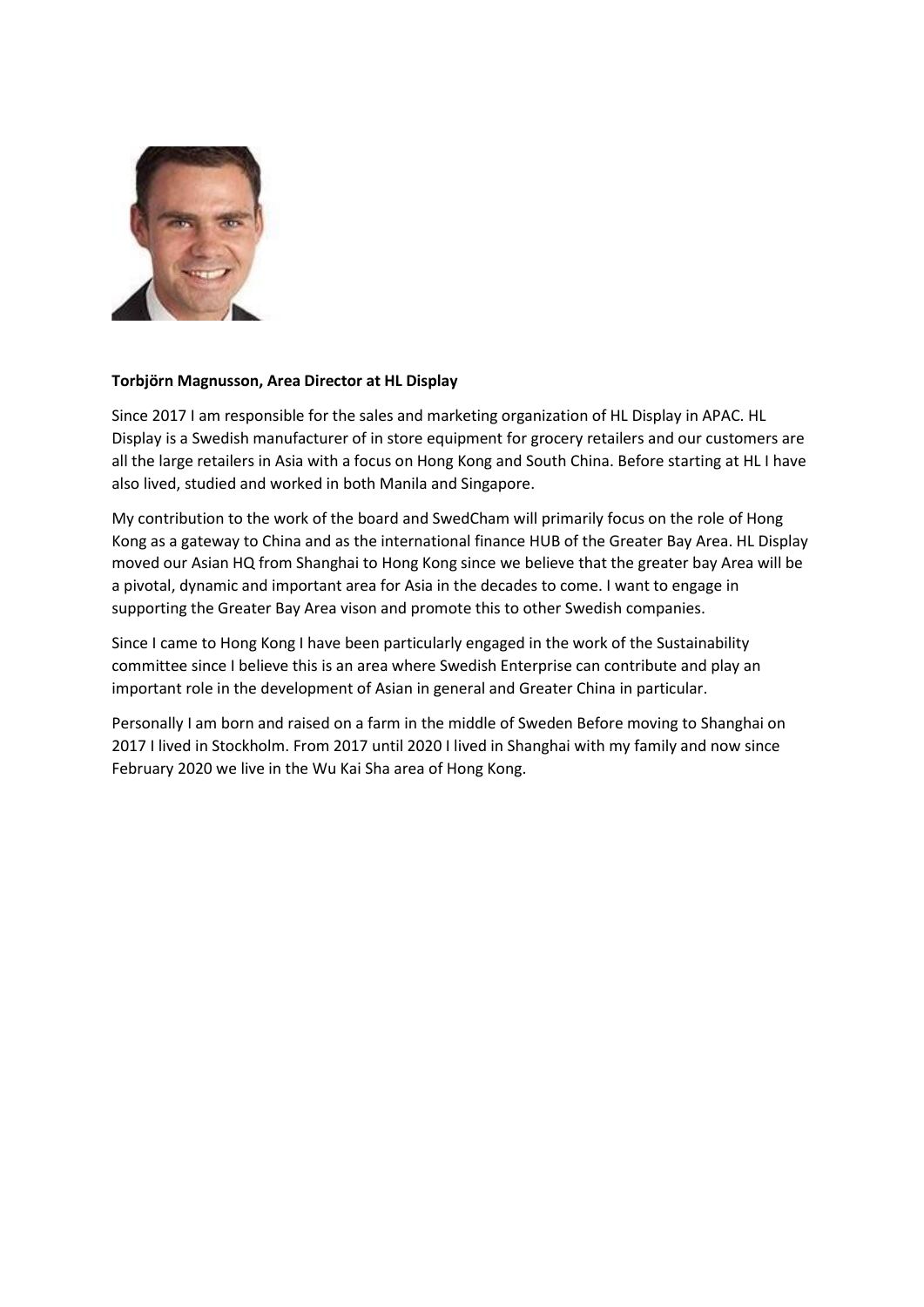**Torbjörn Magnusson, Area Director at HL Display**

Since 2017 I am responsible for the sales and marketing organization of HL Display in APAC. HL Display is a Swedish manufacturer of in store equipment for grocery retailers and our customers are all the large retailers in Asia with a focus on Hong Kong and South China. Before starting at HL I have also lived, studied and worked in both Manila and Singapore.

My contribution to the work of the board and SwedCham will primarily focus on the role of Hong Kong as a gateway to China and as the international finance HUB of the Greater Bay Area. HL Display moved our Asian HQ from Shanghai to Hong Kong since we believe that the greater bay Area will be a pivotal, dynamic and important area for Asia in the decades to come. I want to engage in supporting the Greater Bay Area vison and promote this to other Swedish companies.

Since I came to Hong Kong I have been particularly engaged in the work of the Sustainability committee since I believe this is an area where Swedish Enterprise can contribute and play an important role in the development of Asian in general and Greater China in particular.

Personally I am born and raised on a farm in the middle of Sweden Before moving to Shanghai on 2017 I lived in Stockholm. From 2017 until 2020 I lived in Shanghai with my family and now since February 2020 we live in the Wu Kai Sha area of Hong Kong.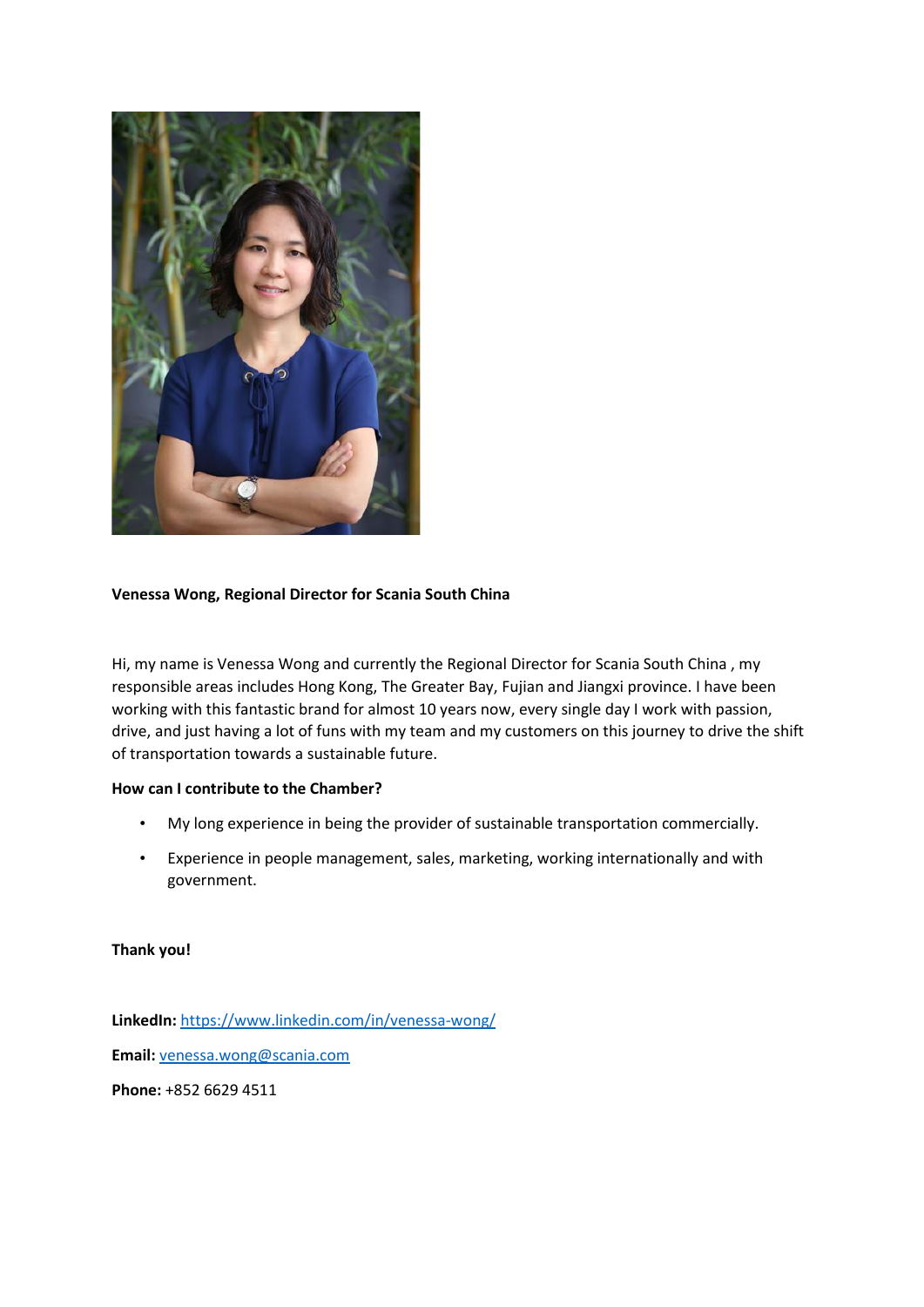**Venessa Wong, Regional Director for Scania South China**

Hi, my name is Venessa Wong and currently the Regional Director for Scania South China , my responsible areas includes Hong Kong, The Greater Bay, Fujian and Jiangxi province. I have been working with this fantastic brand for almost 10 years now, every single day I work with passion, drive, and just having a lot of funs with my team and my customers on this journey to drive the shift of transportation towards a sustainable future.

**How can I contribute to the Chamber?**

- My long experience in being the provider of sustainable transportation commercially.
- Experience in people management, sales, marketing, working internationally and with government.

**Thank you!**

**LinkedIn:** https://www.linkedin.com/in/venessa-wong/

**Email:** venessa.wong@scania.com

**Phone:** +852 6629 4511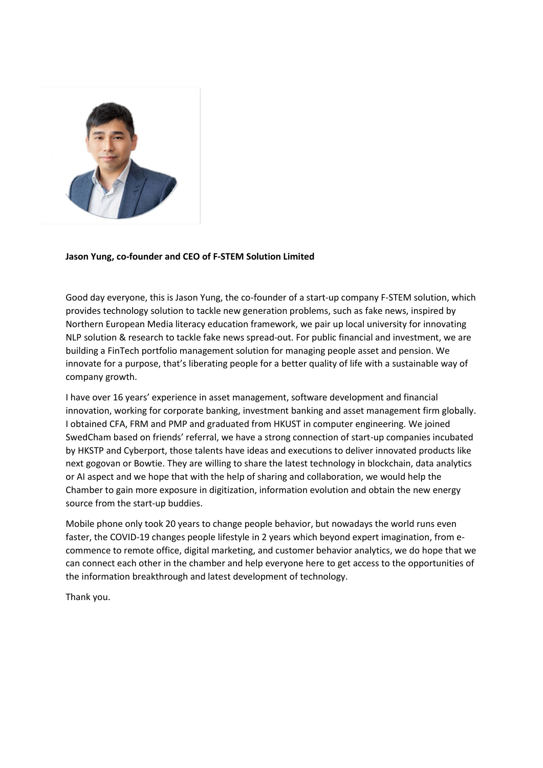**Jason Yung, co-founder and CEO of F-STEM Solution Limited**

Good day everyone, this is Jason Yung, the co-founder of a start-up company F-STEM solution, which provides technology solution to tackle new generation problems, such as fake news, inspired by Northern European Media literacy education framework, we pair up local university for innovating NLP solution & research to tackle fake news spread-out. For public financial and investment, we are building a FinTech portfolio management solution for managing people asset and pension. We innovate for a purpose, that's liberating people for a better quality of life with a sustainable way of company growth.

I have over 16 years' experience in asset management, software development and financial innovation, working for corporate banking, investment banking and asset management firm globally. I obtained CFA, FRM and PMP and graduated from HKUST in computer engineering. We joined SwedCham based on friends' referral, we have a strong connection of start-up companies incubated by HKSTP and Cyberport, those talents have ideas and executions to deliver innovated products like next gogovan or Bowtie. They are willing to share the latest technology in blockchain, data analytics or AI aspect and we hope that with the help of sharing and collaboration, we would help the Chamber to gain more exposure in digitization, information evolution and obtain the new energy source from the start-up buddies.

Mobile phone only took 20 years to change people behavior, but nowadays the world runs even faster, the COVID-19 changes people lifestyle in 2 years which beyond expert imagination, from e-commence to remote office, digital marketing, and customer behavior analytics, we do hope that we can connect each other in the chamber and help everyone here to get access to the opportunities of the information breakthrough and latest development of technology.

Thank you.